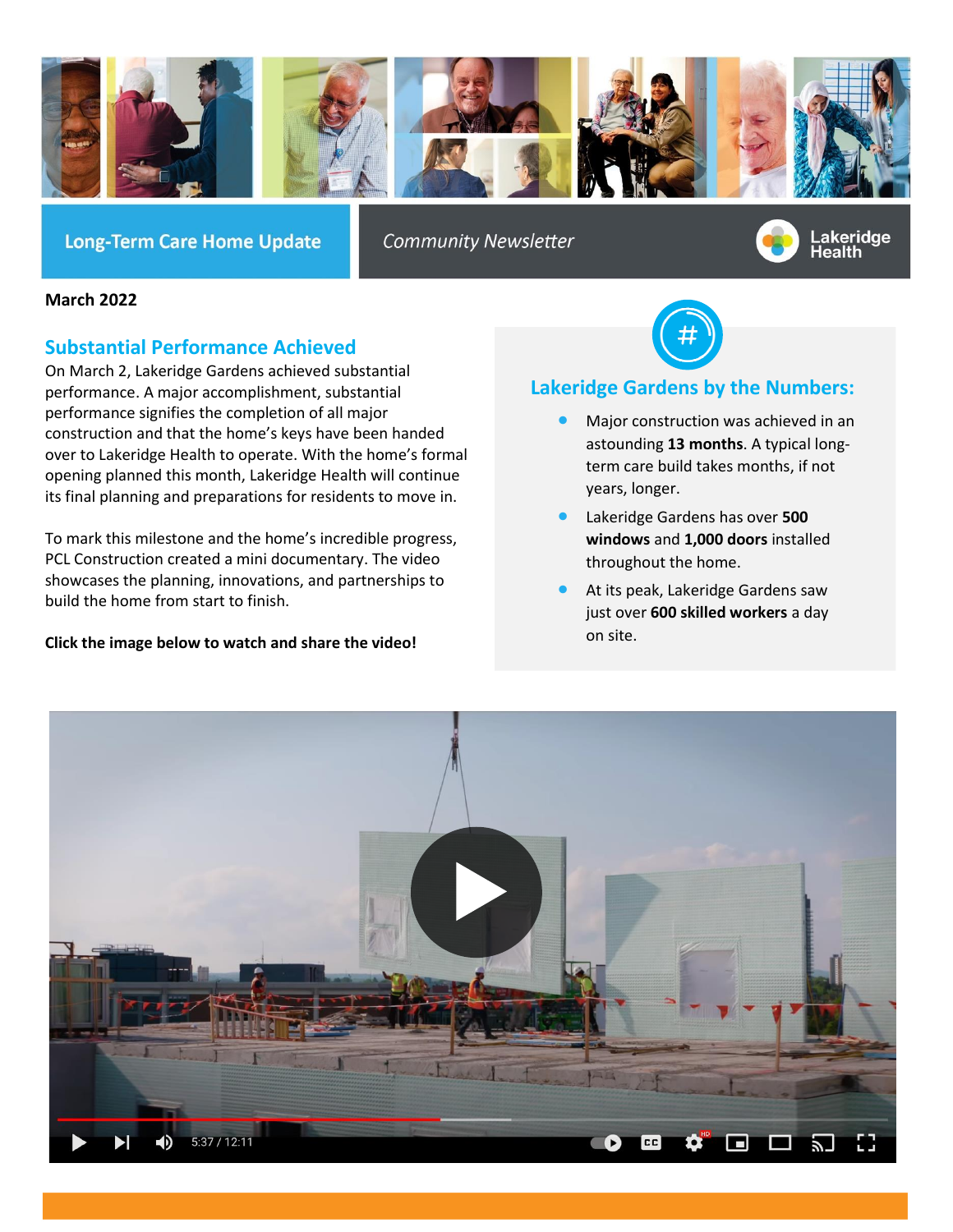**Long-Term Care Home Update**

*Community Newsletter*

Lakeridge Health

**March 2022**

## Substantial Performance Achieved

On March 2, Lakeridge Gardens achieved substantial performance. A major accomplishment, substantial performance signifies the completion of all major construction and that the home's keys have been handed over to Lakeridge Health to operate. With the home's formal opening planned this month, Lakeridge Health will continue its final planning and preparations for residents to move in.

To mark this milestone and the home's incredible progress, PCL Construction created a mini documentary. The video showcases the planning, innovations, and partnerships to build the home from start to finish.

**Click the image below to watch and share the video!**

## Lakeridge Gardens by the Numbers:

- Major construction was achieved in an astounding **13 months**. A typical long-term care build takes months, if not years, longer.
- Lakeridge Gardens has over **500 windows** and **1,000 doors** installed throughout the home.
- At its peak, Lakeridge Gardens saw just over **600 skilled workers** a day on site.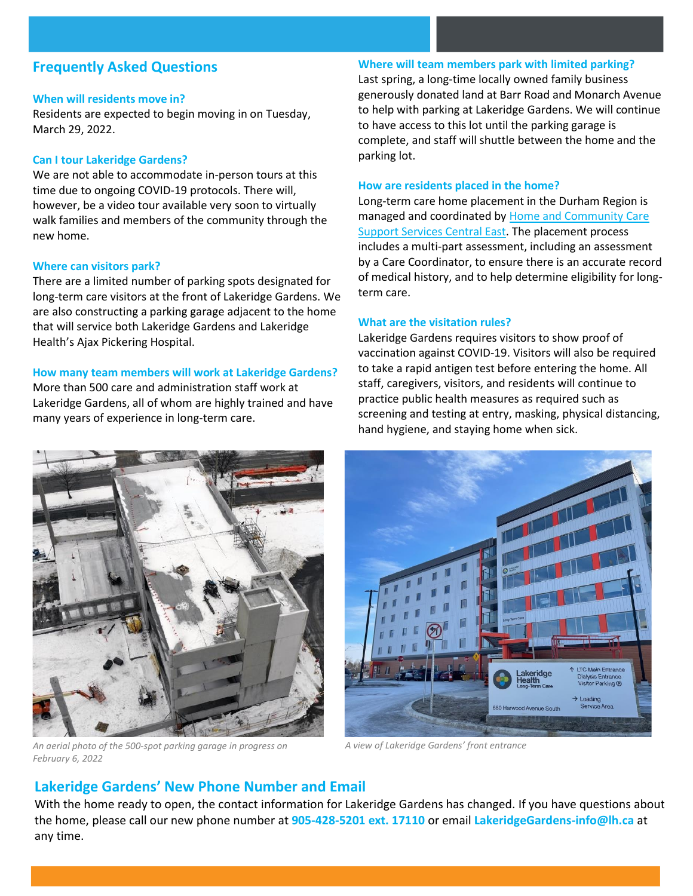## Frequently Asked Questions

### When will residents move in?

Residents are expected to begin moving in on Tuesday, March 29, 2022.

### Can I tour Lakeridge Gardens?

We are not able to accommodate in-person tours at this time due to ongoing COVID-19 protocols. There will, however, be a video tour available very soon to virtually walk families and members of the community through the new home.

### Where can visitors park?

There are a limited number of parking spots designated for long-term care visitors at the front of Lakeridge Gardens. We are also constructing a parking garage adjacent to the home that will service both Lakeridge Gardens and Lakeridge Health's Ajax Pickering Hospital.

### How many team members will work at Lakeridge Gardens?

More than 500 care and administration staff work at Lakeridge Gardens, all of whom are highly trained and have many years of experience in long-term care.

### Where will team members park with limited parking?

Last spring, a long-time locally owned family business generously donated land at Barr Road and Monarch Avenue to help with parking at Lakeridge Gardens. We will continue to have access to this lot until the parking garage is complete, and staff will shuttle between the home and the parking lot.

### How are residents placed in the home?

Long-term care home placement in the Durham Region is managed and coordinated by [Home and Community Care Support Services Central East](). The placement process includes a multi-part assessment, including an assessment by a Care Coordinator, to ensure there is an accurate record of medical history, and to help determine eligibility for long-term care.

### What are the visitation rules?

Lakeridge Gardens requires visitors to show proof of vaccination against COVID-19. Visitors will also be required to take a rapid antigen test before entering the home. All staff, caregivers, visitors, and residents will continue to practice public health measures as required such as screening and testing at entry, masking, physical distancing, hand hygiene, and staying home when sick.

*An aerial photo of the 500-spot parking garage in progress on February 6, 2022*

*A view of Lakeridge Gardens' front entrance*

## Lakeridge Gardens' New Phone Number and Email

With the home ready to open, the contact information for Lakeridge Gardens has changed. If you have questions about the home, please call our new phone number at **905-428-5201 ext. 17110** or email **LakeridgeGardens-info@lh.ca** at any time.